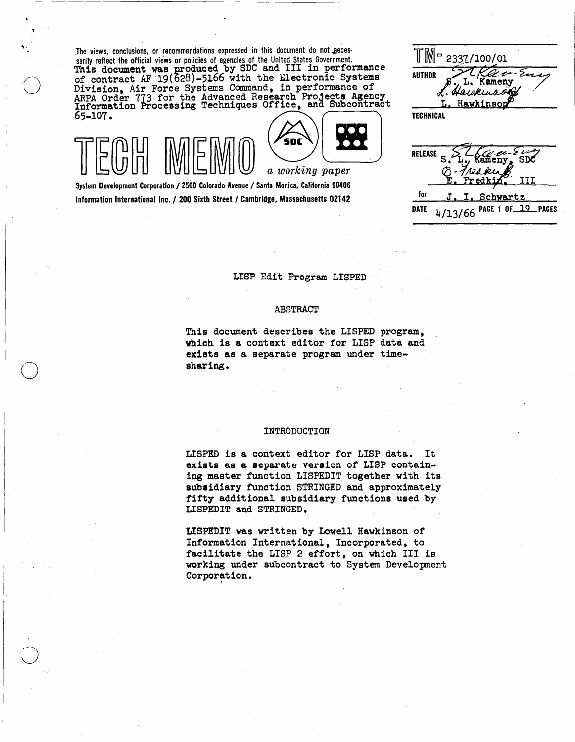The views, conclusions, or recommendations expressed in this document do not necessarily reflect the official views or policies of agencies of the United States Government.
This document was produced by SDC and III in performance of contract AF 19(628)-5166 with the Electronic Systems Division, Air Force Systems Command, in performance of ARPA Order 773 for the Advanced Research Projects Agency Information Processing Techniques Office, and Subcontract 65-107.

# TECH MEMO

*a working paper*

System Development Corporation / 2500 Colorado Avenue / Santa Monica, California 90406
Information International Inc. / 200 Sixth Street / Cambridge, Massachusetts 02142

TM- 2337/100/01

AUTHOR S. L. Kameny
L. Hawkinson

TECHNICAL

RELEASE S. L. Kameny, SDC
E. Fredkin, III
for J. I. Schwartz

DATE 4/13/66 PAGE 1 OF 19 PAGES

## LISP Edit Program LISPED

### ABSTRACT

**This document describes the LISPED program, which is a context editor for LISP data and exists as a separate program under time-sharing.**

### INTRODUCTION

**LISPED is a context editor for LISP data. It exists as a separate version of LISP containing master function LISPEDIT together with its subsidiary function STRINGED and approximately fifty additional subsidiary functions used by LISPEDIT and STRINGED.**

LISPEDIT was written by Lowell Hawkinson of Information International, Incorporated, to facilitate the LISP 2 effort, on which III is working under subcontract to System Development Corporation.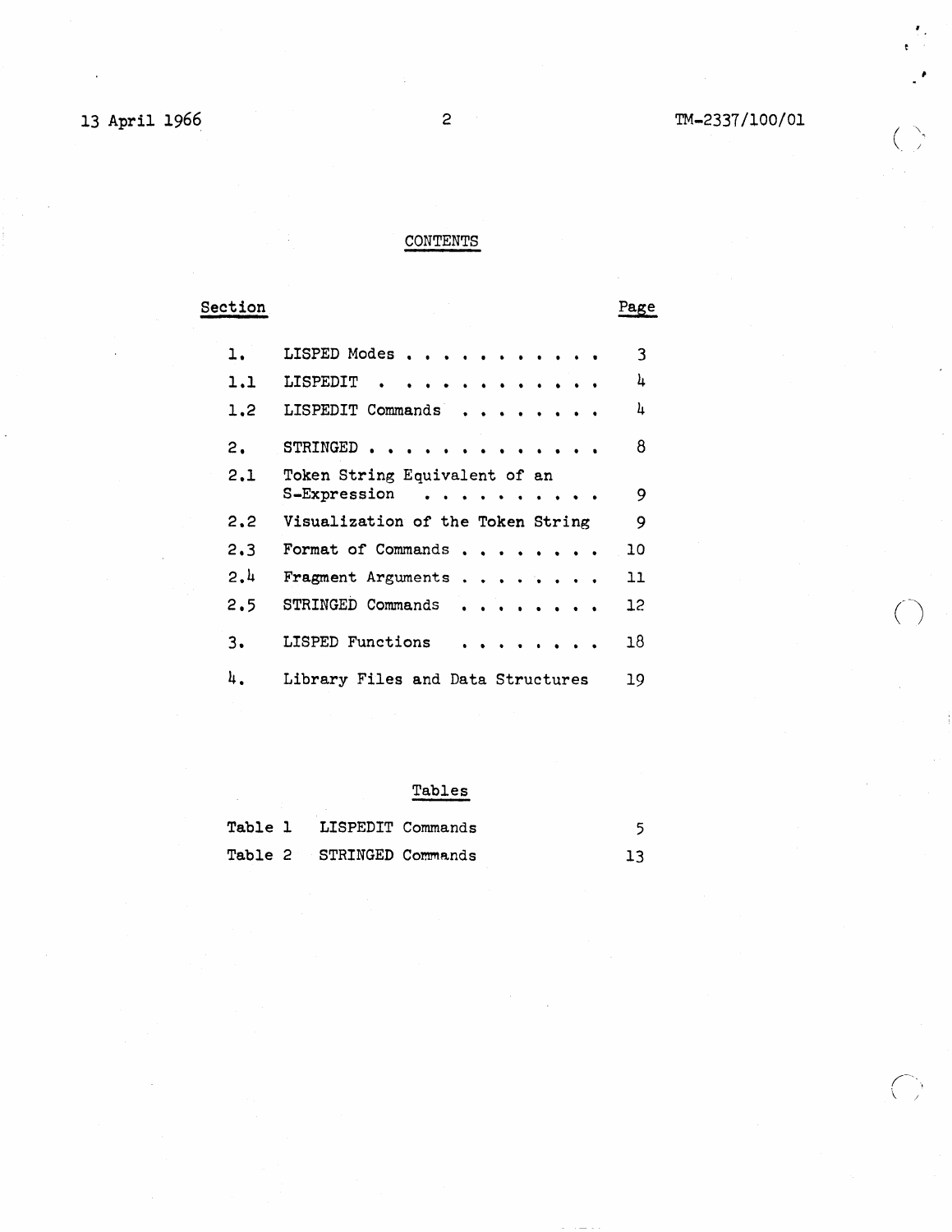## CONTENTS

| Section | | Page |
|---|---|---|
| 1. | LISPED Modes | 3 |
| 1.1 | LISPEDIT | 4 |
| 1.2 | LISPEDIT Commands | 4 |
| 2. | STRINGED | 8 |
| 2.1 | Token String Equivalent of an S-Expression | 9 |
| 2.2 | Visualization of the Token String | 9 |
| 2.3 | Format of Commands | 10 |
| 2.4 | Fragment Arguments | 11 |
| 2.5 | STRINGED Commands | 12 |
| 3. | LISPED Functions | 18 |
| 4. | Library Files and Data Structures | 19 |

### Tables

| | | |
|---|---|---|
| Table 1 | LISPEDIT Commands | 5 |
| Table 2 | STRINGED Commands | 13 |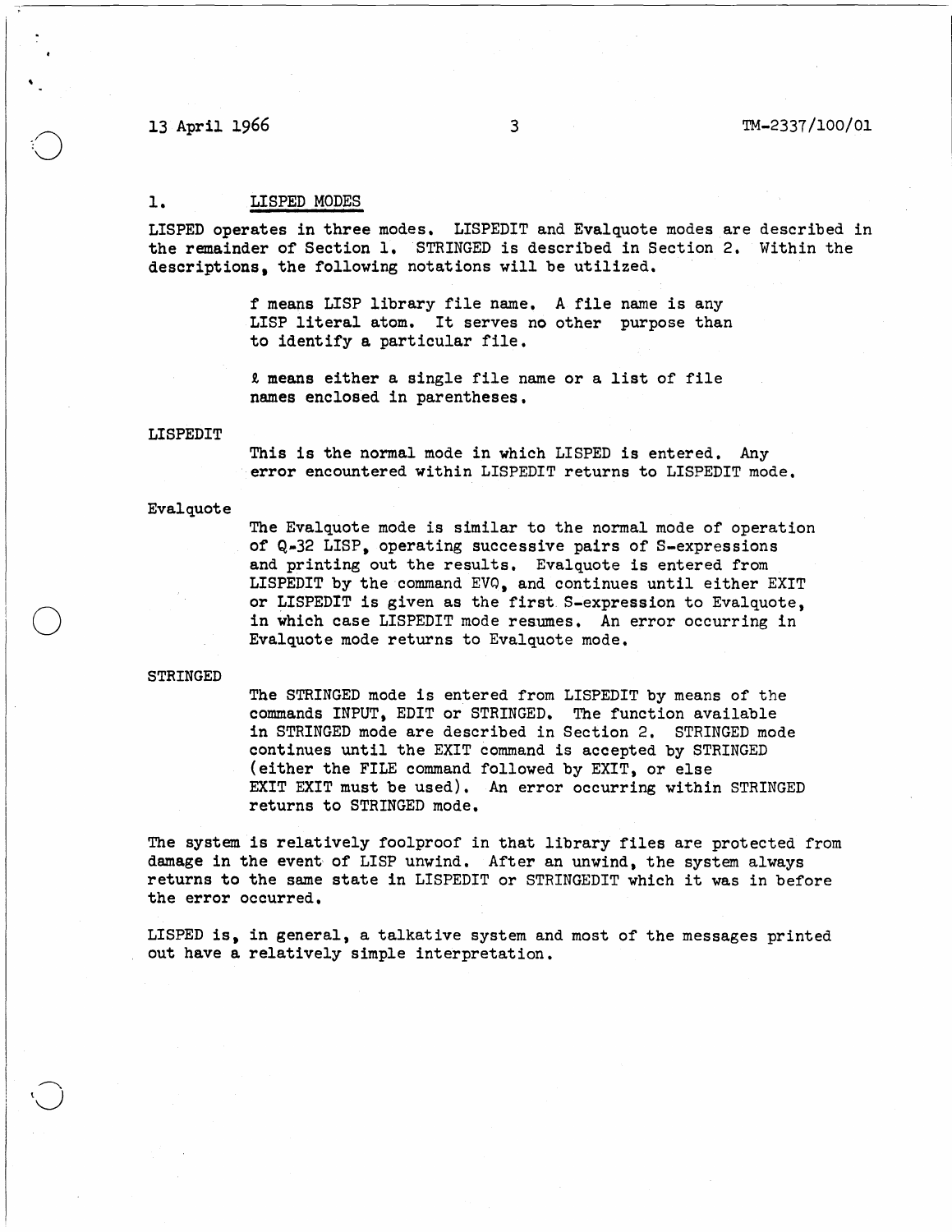## 1. LISPED MODES

LISPED operates in three modes. LISPEDIT and Evalquote modes are described in the remainder of Section 1. STRINGED is described in Section 2. Within the descriptions, the following notations will be utilized.

> f means LISP library file name. A file name is any LISP literal atom. It serves no other purpose than to identify a particular file.
>
> ℓ means either a single file name or a list of file names enclosed in parentheses.

LISPEDIT

> This is the normal mode in which LISPED is entered. Any error encountered within LISPEDIT returns to LISPEDIT mode.

Evalquote

> The Evalquote mode is similar to the normal mode of operation of Q-32 LISP, operating successive pairs of S-expressions and printing out the results. Evalquote is entered from LISPEDIT by the command EVQ, and continues until either EXIT or LISPEDIT is given as the first S-expression to Evalquote, in which case LISPEDIT mode resumes. An error occurring in Evalquote mode returns to Evalquote mode.

STRINGED

> The STRINGED mode is entered from LISPEDIT by means of the commands INPUT, EDIT or STRINGED. The function available in STRINGED mode are described in Section 2. STRINGED mode continues until the EXIT command is accepted by STRINGED (either the FILE command followed by EXIT, or else EXIT EXIT must be used). An error occurring within STRINGED returns to STRINGED mode.

The system is relatively foolproof in that library files are protected from damage in the event of LISP unwind. After an unwind, the system always returns to the same state in LISPEDIT or STRINGEDIT which it was in before the error occurred.

LISPED is, in general, a talkative system and most of the messages printed out have a relatively simple interpretation.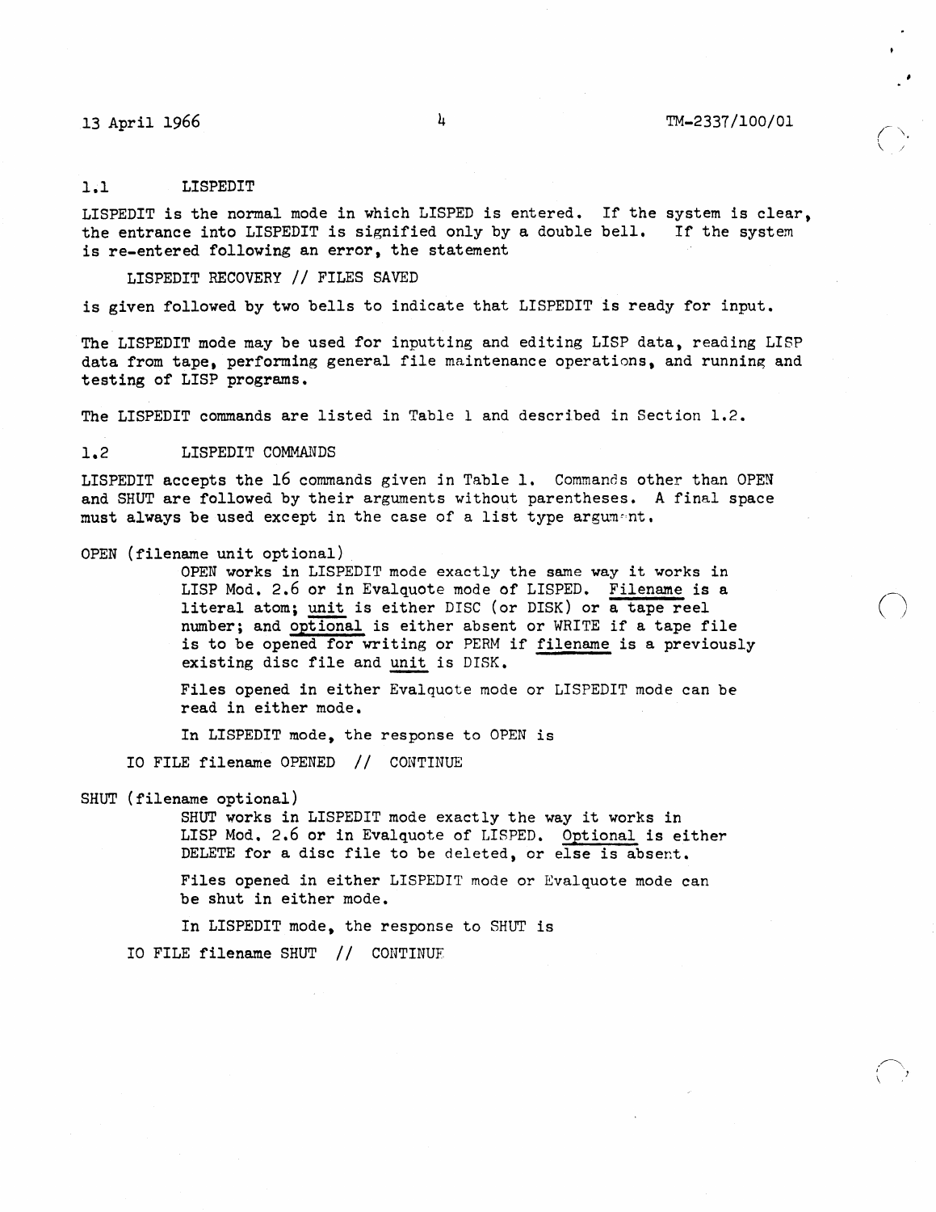## 1.1 LISPEDIT

LISPEDIT is the normal mode in which LISPED is entered. If the system is clear, the entrance into LISPEDIT is signified only by a double bell. If the system is re-entered following an error, the statement

```
LISPEDIT RECOVERY // FILES SAVED
```

is given followed by two bells to indicate that LISPEDIT is ready for input.

The LISPEDIT mode may be used for inputting and editing LISP data, reading LISP data from tape, performing general file maintenance operations, and running and testing of LISP programs.

The LISPEDIT commands are listed in Table 1 and described in Section 1.2.

## 1.2 LISPEDIT COMMANDS

LISPEDIT accepts the 16 commands given in Table 1. Commands other than OPEN and SHUT are followed by their arguments without parentheses. A final space must always be used except in the case of a list type argument.

OPEN (filename unit optional)

> OPEN works in LISPEDIT mode exactly the same way it works in LISP Mod. 2.6 or in Evalquote mode of LISPED. Filename is a literal atom; unit is either DISC (or DISK) or a tape reel number; and optional is either absent or WRITE if a tape file is to be opened for writing or PERM if filename is a previously existing disc file and unit is DISK.
>
> Files opened in either Evalquote mode or LISPEDIT mode can be read in either mode.
>
> In LISPEDIT mode, the response to OPEN is

```
IO FILE filename OPENED // CONTINUE
```

SHUT (filename optional)

> SHUT works in LISPEDIT mode exactly the way it works in LISP Mod. 2.6 or in Evalquote of LISPED. Optional is either DELETE for a disc file to be deleted, or else is absent.
>
> Files opened in either LISPEDIT mode or Evalquote mode can be shut in either mode.
>
> In LISPEDIT mode, the response to SHUT is

```
IO FILE filename SHUT // CONTINUE
```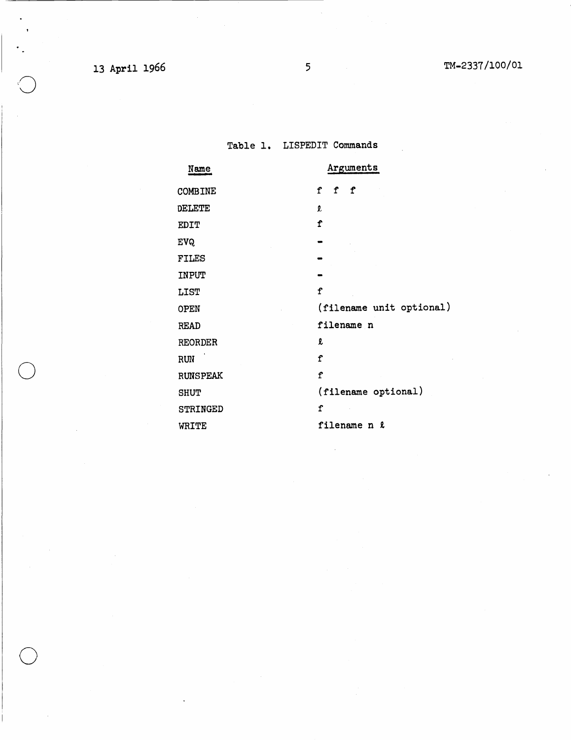Table 1. LISPEDIT Commands

| Name | Arguments |
| --- | --- |
| COMBINE | f f f |
| DELETE | ℓ |
| EDIT | f |
| EVQ | - |
| FILES | - |
| INPUT | - |
| LIST | f |
| OPEN | (filename unit optional) |
| READ | filename n |
| REORDER | ℓ |
| RUN | f |
| RUNSPEAK | f |
| SHUT | (filename optional) |
| STRINGED | f |
| WRITE | filename n ℓ |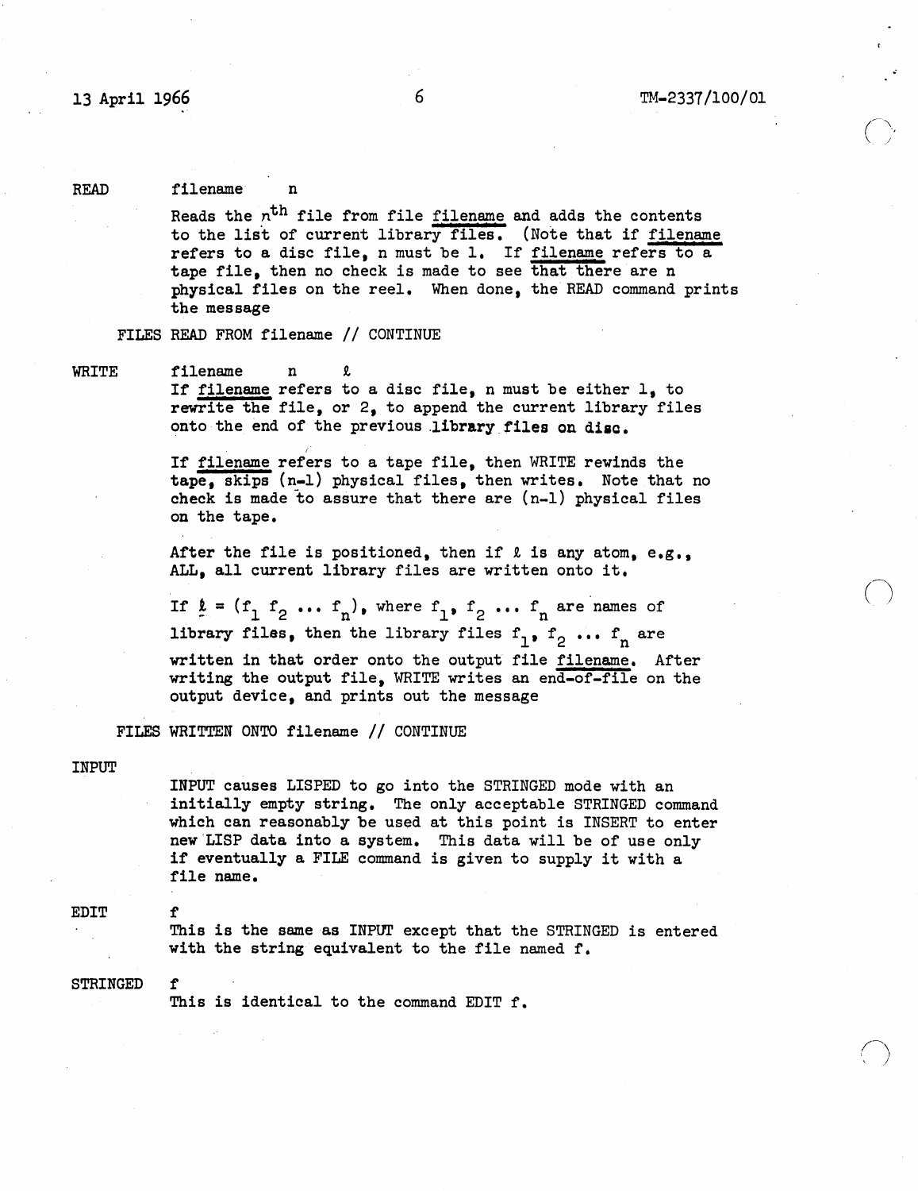READ filename n

Reads the $n^{th}$ file from file filename and adds the contents to the list of current library files. (Note that if filename refers to a disc file, n must be 1. If filename refers to a tape file, then no check is made to see that there are n physical files on the reel. When done, the READ command prints the message

FILES READ FROM filename // CONTINUE

WRITE filename n $\ell$

If filename refers to a disc file, n must be either 1, to rewrite the file, or 2, to append the current library files onto the end of the previous library files on disc.

If filename refers to a tape file, then WRITE rewinds the tape, skips (n-1) physical files, then writes. Note that no check is made to assure that there are (n-1) physical files on the tape.

After the file is positioned, then if $\ell$ is any atom, e.g., ALL, all current library files are written onto it.

If $\ell = (f_1\ f_2\ \ldots\ f_n)$, where $f_1, f_2 \ldots f_n$ are names of library files, then the library files $f_1, f_2 \ldots f_n$ are written in that order onto the output file filename. After writing the output file, WRITE writes an end-of-file on the output device, and prints out the message

FILES WRITTEN ONTO filename // CONTINUE

INPUT

INPUT causes LISPED to go into the STRINGED mode with an initially empty string. The only acceptable STRINGED command which can reasonably be used at this point is INSERT to enter new LISP data into a system. This data will be of use only if eventually a FILE command is given to supply it with a file name.

EDIT f

This is the same as INPUT except that the STRINGED is entered with the string equivalent to the file named f.

STRINGED f

This is identical to the command EDIT f.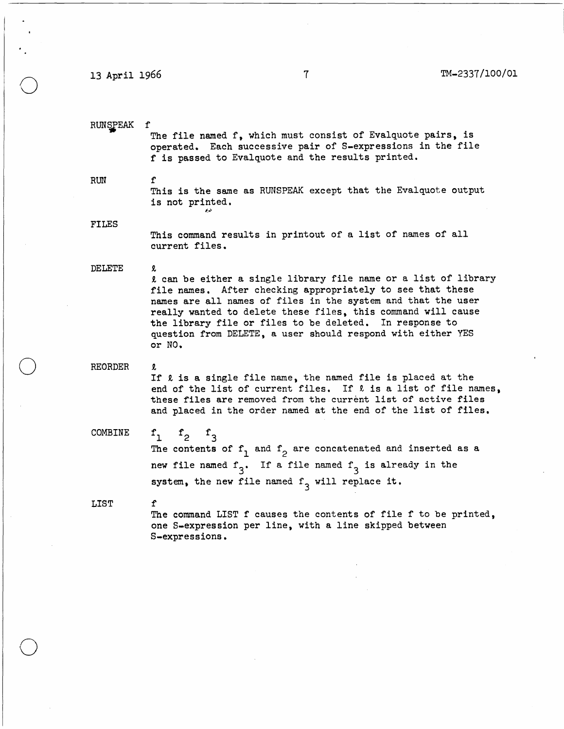**RUNSPEAK** f

The file named f, which must consist of Evalquote pairs, is operated. Each successive pair of S-expressions in the file f is passed to Evalquote and the results printed.

**RUN** f

This is the same as RUNSPEAK except that the Evalquote output is not printed.

**FILES**

This command results in printout of a list of names of all current files.

**DELETE** $\ell$

$\ell$ can be either a single library file name or a list of library file names. After checking appropriately to see that these names are all names of files in the system and that the user really wanted to delete these files, this command will cause the library file or files to be deleted. In response to question from DELETE, a user should respond with either YES or NO.

**REORDER** $\ell$

If $\ell$ is a single file name, the named file is placed at the end of the list of current files. If $\ell$ is a list of file names, these files are removed from the current list of active files and placed in the order named at the end of the list of files.

**COMBINE** $f_1$ $f_2$ $f_3$

The contents of $f_1$ and $f_2$ are concatenated and inserted as a new file named $f_3$. If a file named $f_3$ is already in the system, the new file named $f_3$ will replace it.

**LIST** f

The command LIST f causes the contents of file f to be printed, one S-expression per line, with a line skipped between S-expressions.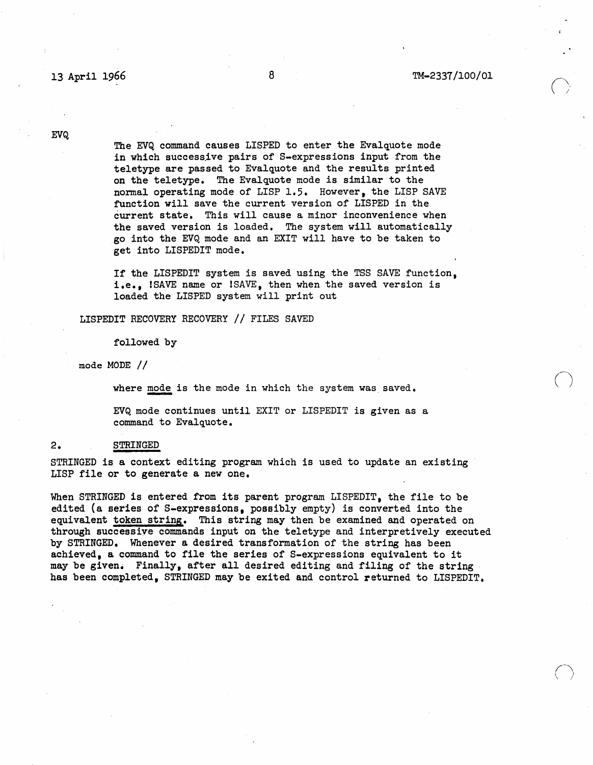EVQ

The EVQ command causes LISPED to enter the Evalquote mode in which successive pairs of S-expressions input from the teletype are passed to Evalquote and the results printed on the teletype. The Evalquote mode is similar to the normal operating mode of LISP 1.5. However, the LISP SAVE function will save the current version of LISPED in the current state. This will cause a minor inconvenience when the saved version is loaded. The system will automatically go into the EVQ mode and an EXIT will have to be taken to get into LISPEDIT mode.

If the LISPEDIT system is saved using the TSS SAVE function, i.e., !SAVE name or !SAVE, then when the saved version is loaded the LISPED system will print out

```
LISPEDIT RECOVERY RECOVERY // FILES SAVED
```

followed by

```
mode MODE //
```

where _mode_ is the mode in which the system was saved.

EVQ mode continues until EXIT or LISPEDIT is given as a command to Evalquote.

## 2. STRINGED

STRINGED is a context editing program which is used to update an existing LISP file or to generate a new one.

When STRINGED is entered from its parent program LISPEDIT, the file to be edited (a series of S-expressions, possibly empty) is converted into the equivalent _token string_. This string may then be examined and operated on through successive commands input on the teletype and interpretively executed by STRINGED. Whenever a desired transformation of the string has been achieved, a command to file the series of S-expressions equivalent to it may be given. Finally, after all desired editing and filing of the string has been completed, STRINGED may be exited and control returned to LISPEDIT.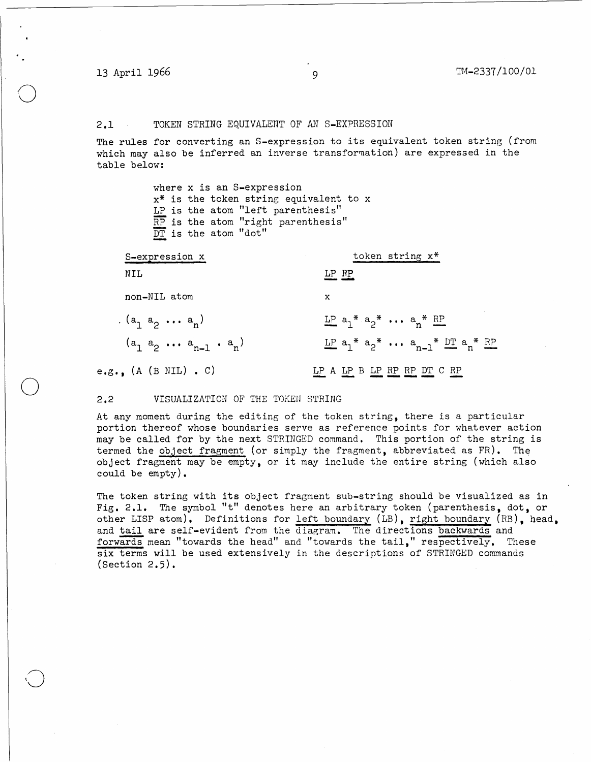## 2.1 TOKEN STRING EQUIVALENT OF AN S-EXPRESSION

The rules for converting an S-expression to its equivalent token string (from which may also be inferred an inverse transformation) are expressed in the table below:

> where x is an S-expression
> x* is the token string equivalent to x
> <u>LP</u> is the atom "left parenthesis"
> <u>RP</u> is the atom "right parenthesis"
> <u>DT</u> is the atom "dot"

| S-expression x | token string x* |
|---|---|
| NIL | <u>LP</u> <u>RP</u> |
| non-NIL atom | x |
| $(a_1\ a_2\ \ldots\ a_n)$ | <u>LP</u> $a_1^*\ a_2^*\ \ldots\ a_n^*$ <u>RP</u> |
| $(a_1\ a_2\ \ldots\ a_{n-1}\ .\ a_n)$ | <u>LP</u> $a_1^*\ a_2^*\ \ldots\ a_{n-1}^*$ <u>DT</u> $a_n^*$ <u>RP</u> |
| e.g., (A (B NIL) . C) | <u>LP</u> A <u>LP</u> B <u>LP</u> <u>RP</u> <u>RP</u> <u>DT</u> C <u>RP</u> |

## 2.2 VISUALIZATION OF THE TOKEN STRING

At any moment during the editing of the token string, there is a particular portion thereof whose boundaries serve as reference points for whatever action may be called for by the next STRINGED command. This portion of the string is termed the <u>object fragment</u> (or simply the fragment, abbreviated as FR). The object fragment may be empty, or it may include the entire string (which also could be empty).

The token string with its object fragment sub-string should be visualized as in Fig. 2.1. The symbol "t" denotes here an arbitrary token (parenthesis, dot, or other LISP atom). Definitions for <u>left boundary</u> (LB), <u>right boundary</u> (RB), head, and <u>tail</u> are self-evident from the diagram. The directions <u>backwards</u> and <u>forwards</u> mean "towards the head" and "towards the tail," respectively. These six terms will be used extensively in the descriptions of STRINGED commands (Section 2.5).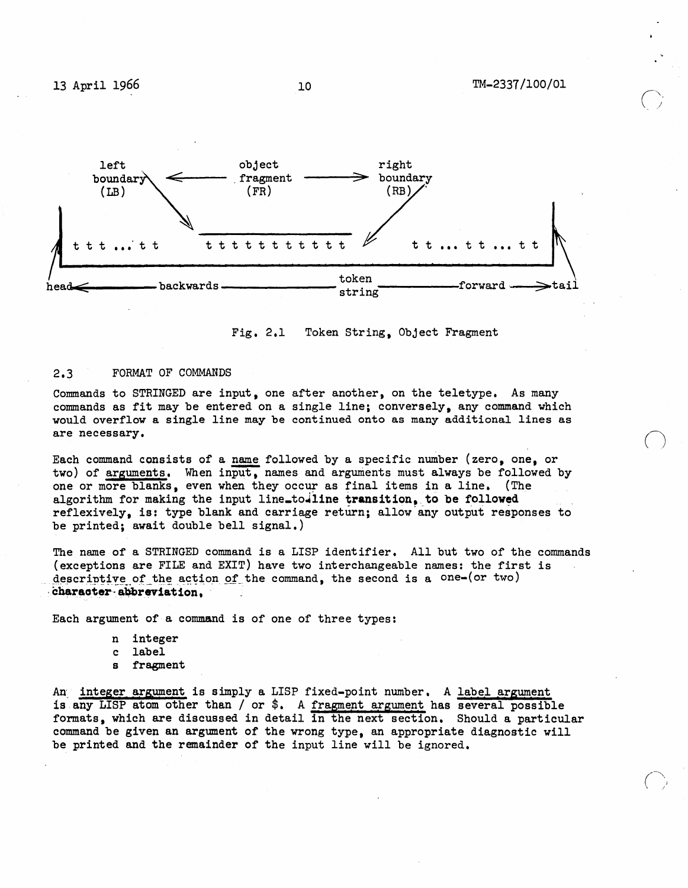left boundary (LB) ← object fragment (FR) → right boundary (RB)

t t t ... t t    t t t t t t t t t t    t t ... t t ... t t

head ← backwards — token string — forward → tail

Fig. 2.1 Token String, Object Fragment

## 2.3 FORMAT OF COMMANDS

Commands to STRINGED are input, one after another, on the teletype. As many commands as fit may be entered on a single line; conversely, any command which would overflow a single line may be continued onto as many additional lines as are necessary.

Each command consists of a name followed by a specific number (zero, one, or two) of arguments. When input, names and arguments must always be followed by one or more blanks, even when they occur as final items in a line. (The algorithm for making the input line-to-line transition, to be followed reflexively, is: type blank and carriage return; allow any output responses to be printed; await double bell signal.)

The name of a STRINGED command is a LISP identifier. All but two of the commands (exceptions are FILE and EXIT) have two interchangeable names: the first is descriptive of the action of the command, the second is a one-(or two) character abbreviation.

Each argument of a command is of one of three types:

- n integer
- c label
- s fragment

An integer argument is simply a LISP fixed-point number. A label argument is any LISP atom other than / or $. A fragment argument has several possible formats, which are discussed in detail in the next section. Should a particular command be given an argument of the wrong type, an appropriate diagnostic will be printed and the remainder of the input line will be ignored.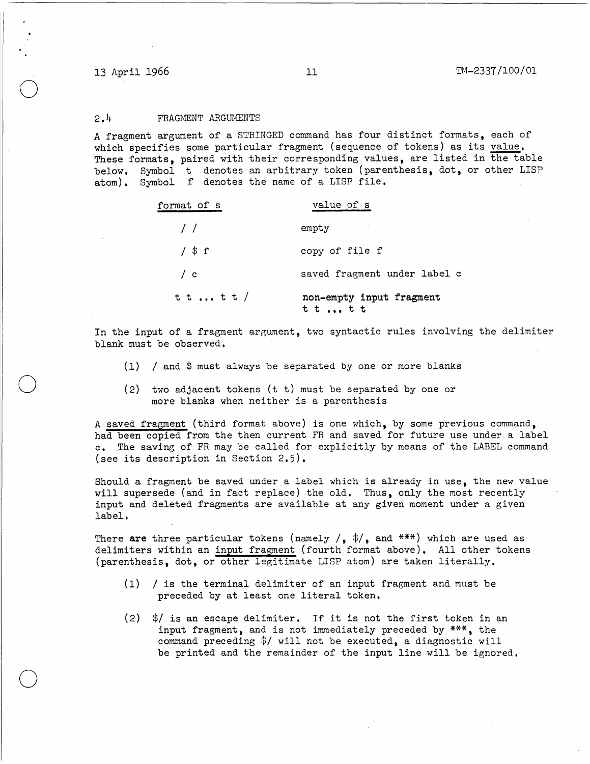## 2.4 FRAGMENT ARGUMENTS

A fragment argument of a STRINGED command has four distinct formats, each of which specifies some particular fragment (sequence of tokens) as its value. These formats, paired with their corresponding values, are listed in the table below. Symbol t denotes an arbitrary token (parenthesis, dot, or other LISP atom). Symbol f denotes the name of a LISP file.

| format of s | value of s |
|---|---|
| / / | empty |
| / $ f | copy of file f |
| / c | saved fragment under label c |
| t t ... t t / | non-empty input fragment t t ... t t |

In the input of a fragment argument, two syntactic rules involving the delimiter blank must be observed.

(1) / and $ must always be separated by one or more blanks

(2) two adjacent tokens (t t) must be separated by one or more blanks when neither is a parenthesis

A saved fragment (third format above) is one which, by some previous command, had been copied from the then current FR and saved for future use under a label c. The saving of FR may be called for explicitly by means of the LABEL command (see its description in Section 2.5).

Should a fragment be saved under a label which is already in use, the new value will supersede (and in fact replace) the old. Thus, only the most recently input and deleted fragments are available at any given moment under a given label.

There are three particular tokens (namely /, $/, and ***) which are used as delimiters within an input fragment (fourth format above). All other tokens (parenthesis, dot, or other legitimate LISP atom) are taken literally.

(1) / is the terminal delimiter of an input fragment and must be preceded by at least one literal token.

(2) $/ is an escape delimiter. If it is not the first token in an input fragment, and is not immediately preceded by ***, the command preceding $/ will not be executed, a diagnostic will be printed and the remainder of the input line will be ignored.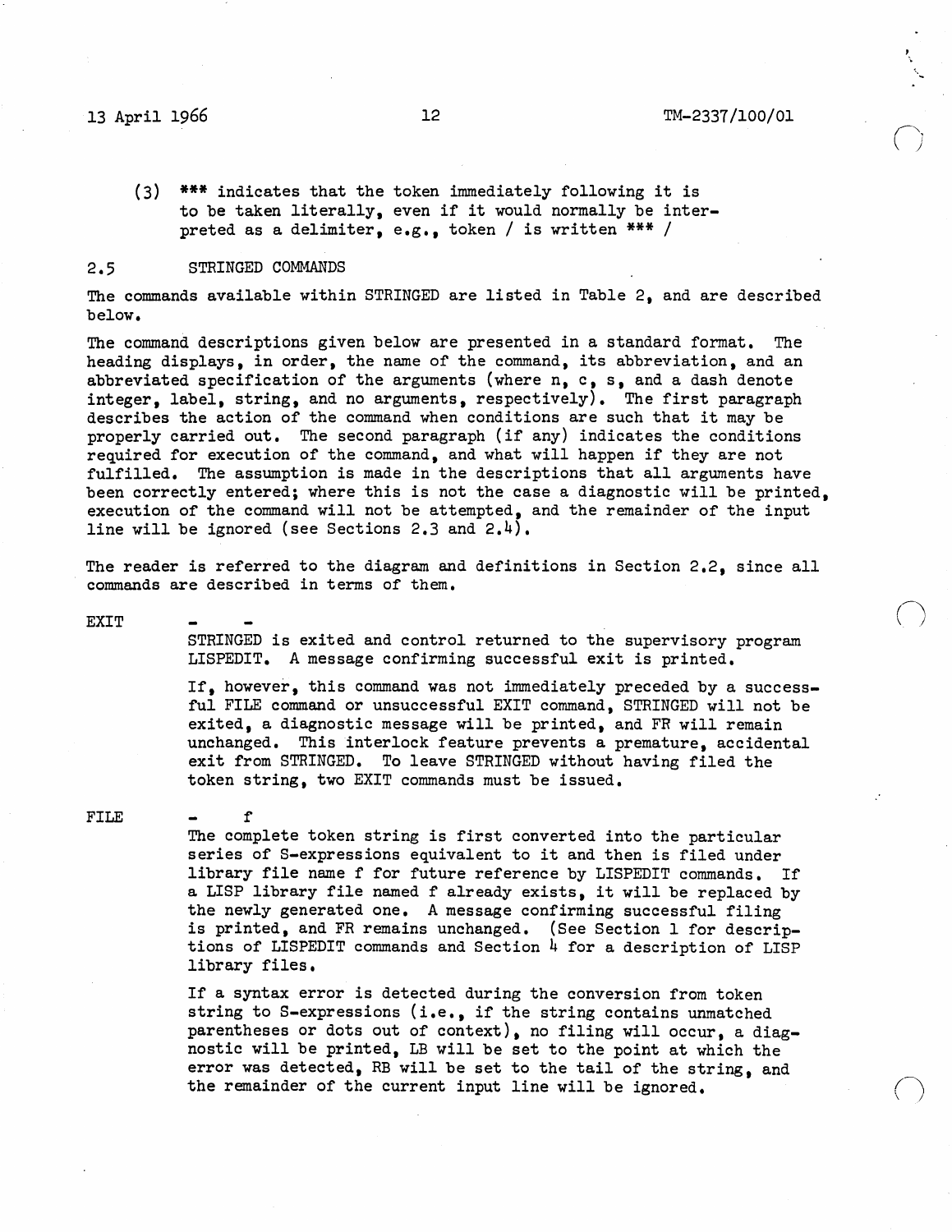(3) *** indicates that the token immediately following it is to be taken literally, even if it would normally be interpreted as a delimiter, e.g., token / is written *** /

## 2.5 STRINGED COMMANDS

The commands available within STRINGED are listed in Table 2, and are described below.

The command descriptions given below are presented in a standard format. The heading displays, in order, the name of the command, its abbreviation, and an abbreviated specification of the arguments (where n, c, s, and a dash denote integer, label, string, and no arguments, respectively). The first paragraph describes the action of the command when conditions are such that it may be properly carried out. The second paragraph (if any) indicates the conditions required for execution of the command, and what will happen if they are not fulfilled. The assumption is made in the descriptions that all arguments have been correctly entered; where this is not the case a diagnostic will be printed, execution of the command will not be attempted, and the remainder of the input line will be ignored (see Sections 2.3 and 2.4).

The reader is referred to the diagram and definitions in Section 2.2, since all commands are described in terms of them.

**EXIT** - -

STRINGED is exited and control returned to the supervisory program LISPEDIT. A message confirming successful exit is printed.

If, however, this command was not immediately preceded by a successful FILE command or unsuccessful EXIT command, STRINGED will not be exited, a diagnostic message will be printed, and FR will remain unchanged. This interlock feature prevents a premature, accidental exit from STRINGED. To leave STRINGED without having filed the token string, two EXIT commands must be issued.

**FILE** - f

The complete token string is first converted into the particular series of S-expressions equivalent to it and then is filed under library file name f for future reference by LISPEDIT commands. If a LISP library file named f already exists, it will be replaced by the newly generated one. A message confirming successful filing is printed, and FR remains unchanged. (See Section 1 for descriptions of LISPEDIT commands and Section 4 for a description of LISP library files.

If a syntax error is detected during the conversion from token string to S-expressions (i.e., if the string contains unmatched parentheses or dots out of context), no filing will occur, a diagnostic will be printed, LB will be set to the point at which the error was detected, RB will be set to the tail of the string, and the remainder of the current input line will be ignored.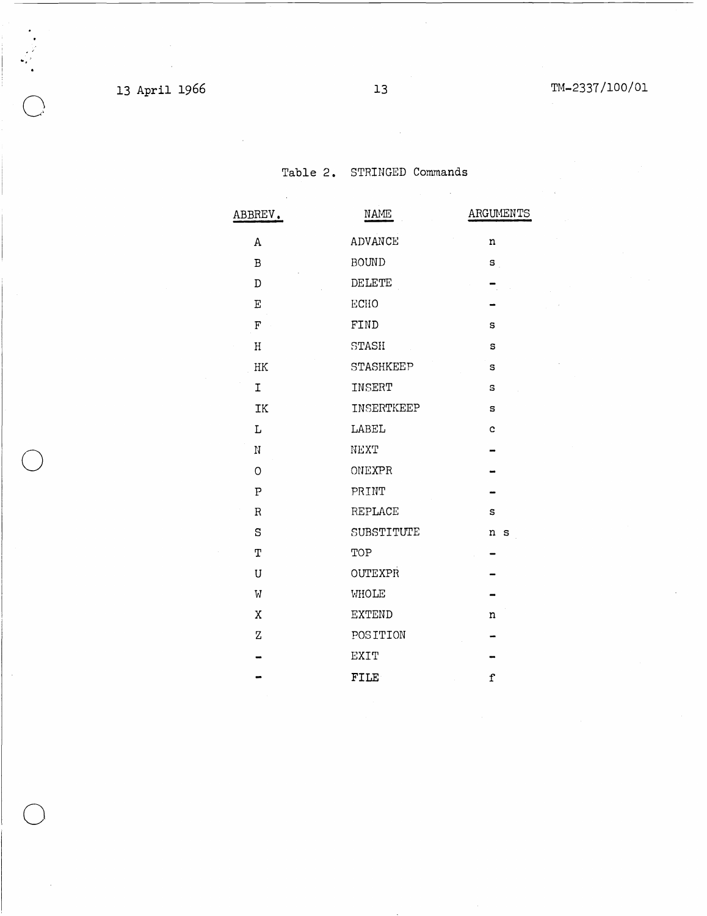Table 2. STRINGED Commands

| ABBREV. | NAME | ARGUMENTS |
|---|---|---|
| A | ADVANCE | n |
| B | BOUND | s |
| D | DELETE | - |
| E | ECHO | - |
| F | FIND | s |
| H | STASH | s |
| HK | STASHKEEP | s |
| I | INSERT | s |
| IK | INSERTKEEP | s |
| L | LABEL | c |
| N | NEXT | - |
| O | ONEXPR | - |
| P | PRINT | - |
| R | REPLACE | s |
| S | SUBSTITUTE | n s |
| T | TOP | - |
| U | OUTEXPR | - |
| W | WHOLE | - |
| X | EXTEND | n |
| Z | POSITION | - |
| - | EXIT | - |
| - | FILE | f |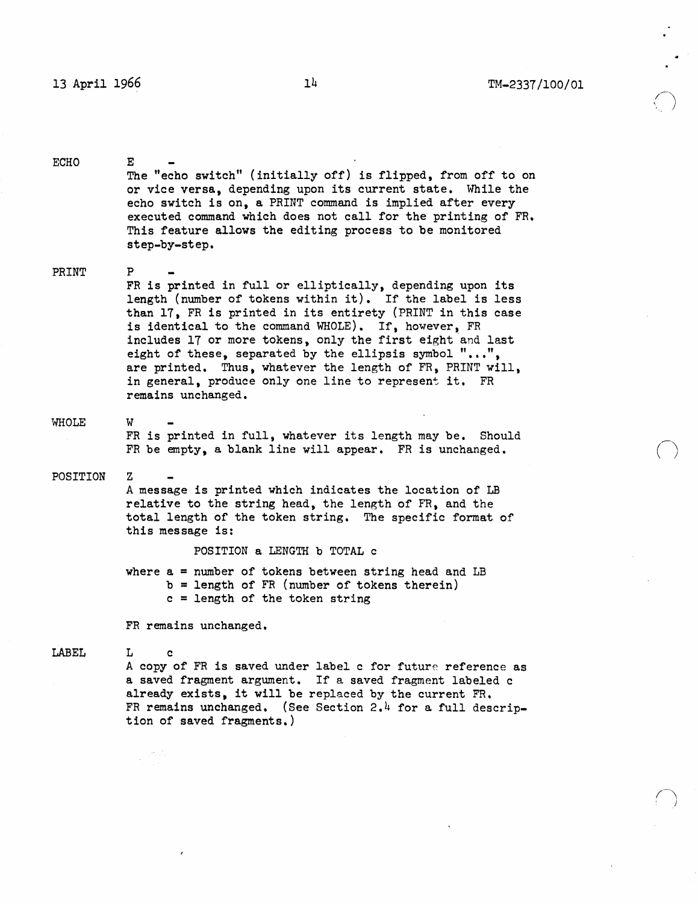ECHO E -

The "echo switch" (initially off) is flipped, from off to on or vice versa, depending upon its current state. While the echo switch is on, a PRINT command is implied after every executed command which does not call for the printing of FR. This feature allows the editing process to be monitored step-by-step.

PRINT P -

FR is printed in full or elliptically, depending upon its length (number of tokens within it). If the label is less than 17, FR is printed in its entirety (PRINT in this case is identical to the command WHOLE). If, however, FR includes 17 or more tokens, only the first eight and last eight of these, separated by the ellipsis symbol "...", are printed. Thus, whatever the length of FR, PRINT will, in general, produce only one line to represent it. FR remains unchanged.

WHOLE W -

FR is printed in full, whatever its length may be. Should FR be empty, a blank line will appear. FR is unchanged.

POSITION Z -

A message is printed which indicates the location of LB relative to the string head, the length of FR, and the total length of the token string. The specific format of this message is:

```
POSITION a LENGTH b TOTAL c
```

where a = number of tokens between string head and LB
b = length of FR (number of tokens therein)
c = length of the token string

FR remains unchanged.

LABEL L c

A copy of FR is saved under label c for future reference as a saved fragment argument. If a saved fragment labeled c already exists, it will be replaced by the current FR. FR remains unchanged. (See Section 2.4 for a full description of saved fragments.)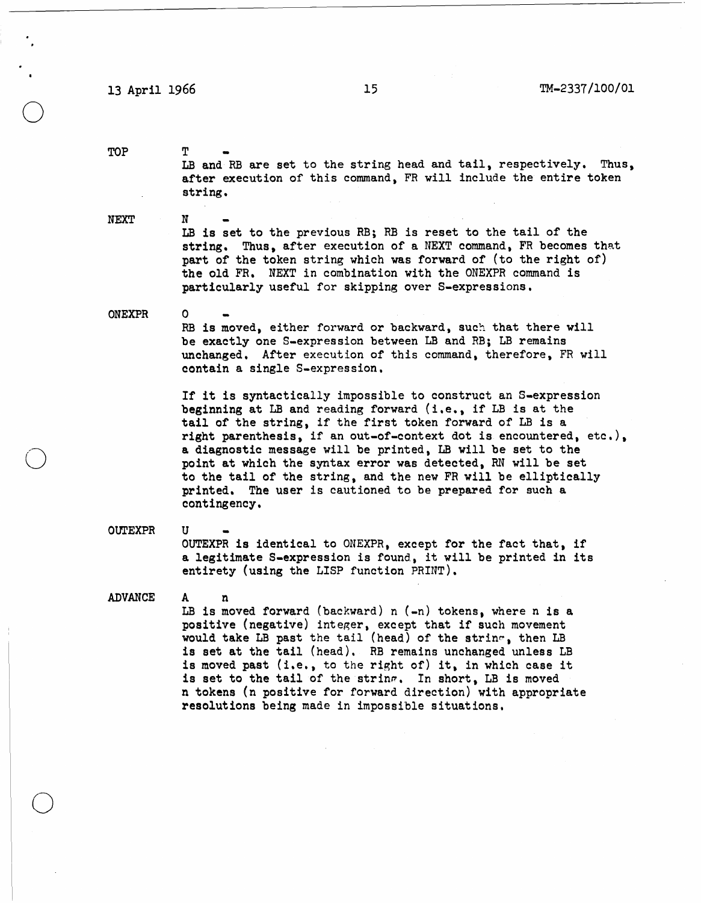**TOP** T -

LB and RB are set to the string head and tail, respectively. Thus, after execution of this command, FR will include the entire token string.

**NEXT** N -

LB is set to the previous RB; RB is reset to the tail of the string. Thus, after execution of a NEXT command, FR becomes that part of the token string which was forward of (to the right of) the old FR. NEXT in combination with the ONEXPR command is particularly useful for skipping over S-expressions.

**ONEXPR** O -

RB is moved, either forward or backward, such that there will be exactly one S-expression between LB and RB; LB remains unchanged. After execution of this command, therefore, FR will contain a single S-expression.

If it is syntactically impossible to construct an S-expression beginning at LB and reading forward (i.e., if LB is at the tail of the string, if the first token forward of LB is a right parenthesis, if an out-of-context dot is encountered, etc.), a diagnostic message will be printed, LB will be set to the point at which the syntax error was detected, RN will be set to the tail of the string, and the new FR will be elliptically printed. The user is cautioned to be prepared for such a contingency.

**OUTEXPR** U -

OUTEXPR is identical to ONEXPR, except for the fact that, if a legitimate S-expression is found, it will be printed in its entirety (using the LISP function PRINT).

**ADVANCE** A n

LB is moved forward (backward) n (-n) tokens, where n is a positive (negative) integer, except that if such movement would take LB past the tail (head) of the string, then LB is set at the tail (head). RB remains unchanged unless LB is moved past (i.e., to the right of) it, in which case it is set to the tail of the string. In short, LB is moved n tokens (n positive for forward direction) with appropriate resolutions being made in impossible situations.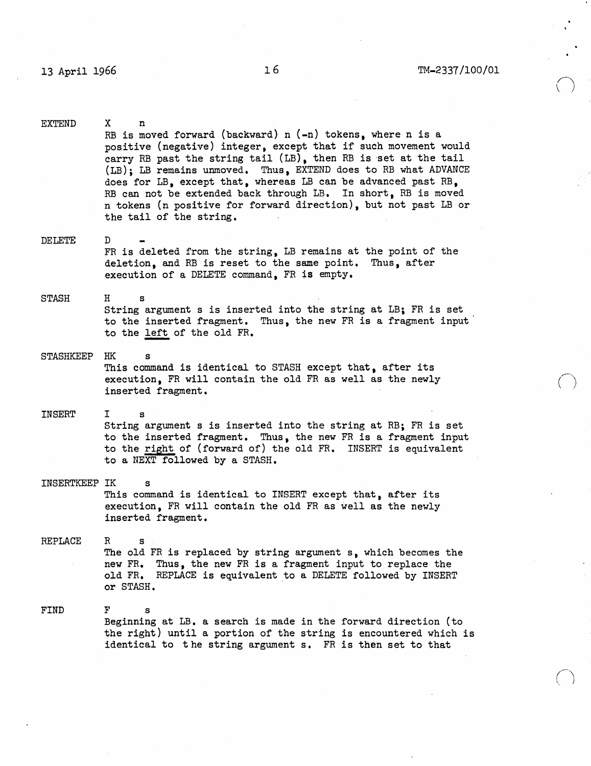**EXTEND** X n

RB is moved forward (backward) n (-n) tokens, where n is a positive (negative) integer, except that if such movement would carry RB past the string tail (LB), then RB is set at the tail (LB); LB remains unmoved. Thus, EXTEND does to RB what ADVANCE does for LB, except that, whereas LB can be advanced past RB, RB can not be extended back through LB. In short, RB is moved n tokens (n positive for forward direction), but not past LB or the tail of the string.

**DELETE** D -

FR is deleted from the string, LB remains at the point of the deletion, and RB is reset to the same point. Thus, after execution of a DELETE command, FR is empty.

**STASH** H s

String argument s is inserted into the string at LB; FR is set to the inserted fragment. Thus, the new FR is a fragment input to the <u>left</u> of the old FR.

**STASHKEEP** HK s

This command is identical to STASH except that, after its execution, FR will contain the old FR as well as the newly inserted fragment.

**INSERT** I s

String argument s is inserted into the string at RB; FR is set to the inserted fragment. Thus, the new FR is a fragment input to the <u>right</u> of (forward of) the old FR. INSERT is equivalent to a NEXT followed by a STASH.

**INSERTKEEP** IK s

This command is identical to INSERT except that, after its execution, FR will contain the old FR as well as the newly inserted fragment.

**REPLACE** R s

The old FR is replaced by string argument s, which becomes the new FR. Thus, the new FR is a fragment input to replace the old FR. REPLACE is equivalent to a DELETE followed by INSERT or STASH.

**FIND** F s

Beginning at LB. a search is made in the forward direction (to the right) until a portion of the string is encountered which is identical to the string argument s. FR is then set to that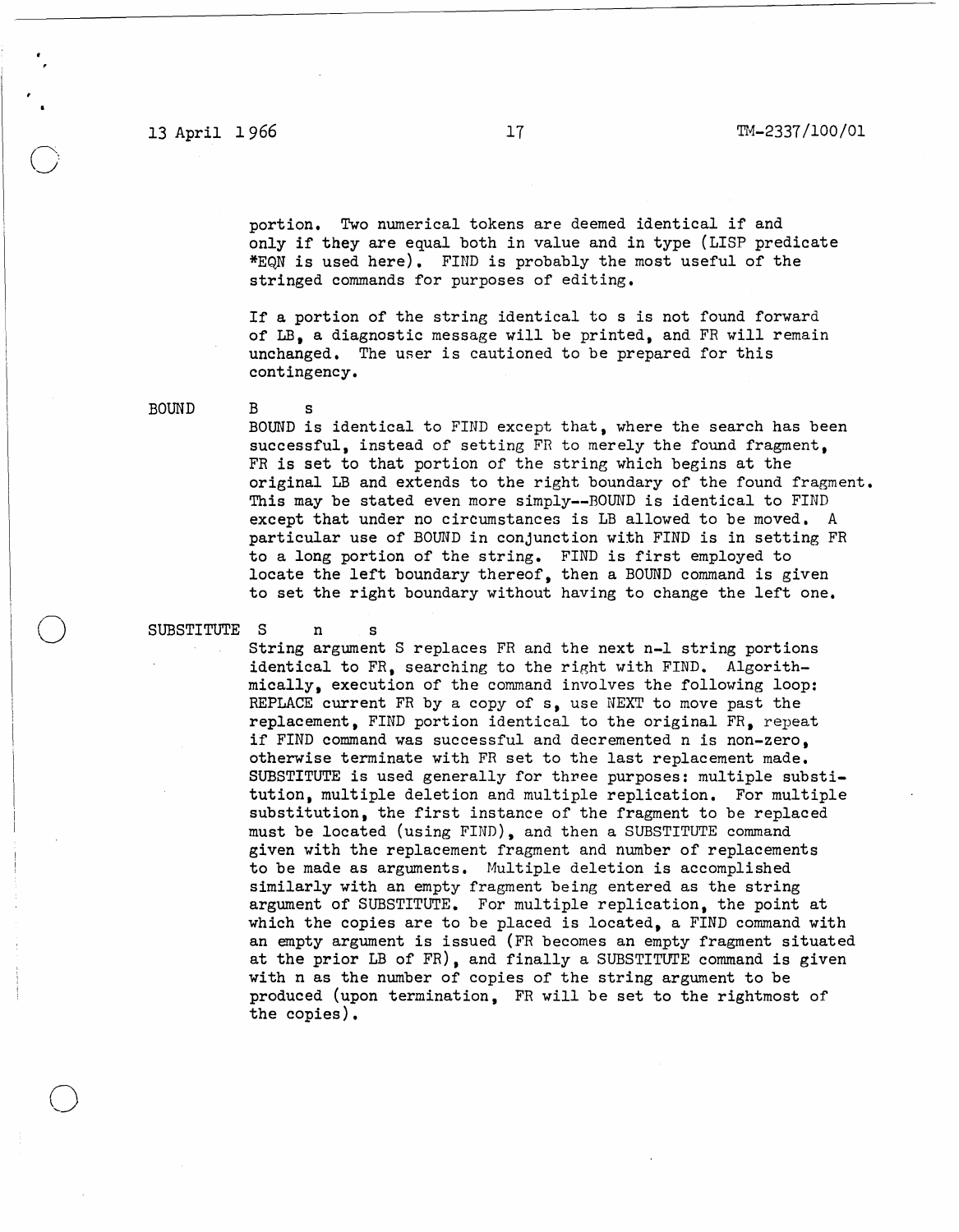portion. Two numerical tokens are deemed identical if and only if they are equal both in value and in type (LISP predicate *EQN is used here). FIND is probably the most useful of the stringed commands for purposes of editing.

If a portion of the string identical to s is not found forward of LB, a diagnostic message will be printed, and FR will remain unchanged. The user is cautioned to be prepared for this contingency.

**BOUND** B s

BOUND is identical to FIND except that, where the search has been successful, instead of setting FR to merely the found fragment, FR is set to that portion of the string which begins at the original LB and extends to the right boundary of the found fragment. This may be stated even more simply--BOUND is identical to FIND except that under no circumstances is LB allowed to be moved. A particular use of BOUND in conjunction with FIND is in setting FR to a long portion of the string. FIND is first employed to locate the left boundary thereof, then a BOUND command is given to set the right boundary without having to change the left one.

**SUBSTITUTE** S n s

String argument S replaces FR and the next n-1 string portions identical to FR, searching to the right with FIND. Algorithmically, execution of the command involves the following loop: REPLACE current FR by a copy of s, use NEXT to move past the replacement, FIND portion identical to the original FR, repeat if FIND command was successful and decremented n is non-zero, otherwise terminate with FR set to the last replacement made. SUBSTITUTE is used generally for three purposes: multiple substitution, multiple deletion and multiple replication. For multiple substitution, the first instance of the fragment to be replaced must be located (using FIND), and then a SUBSTITUTE command given with the replacement fragment and number of replacements to be made as arguments. Multiple deletion is accomplished similarly with an empty fragment being entered as the string argument of SUBSTITUTE. For multiple replication, the point at which the copies are to be placed is located, a FIND command with an empty argument is issued (FR becomes an empty fragment situated at the prior LB of FR), and finally a SUBSTITUTE command is given with n as the number of copies of the string argument to be produced (upon termination, FR will be set to the rightmost of the copies).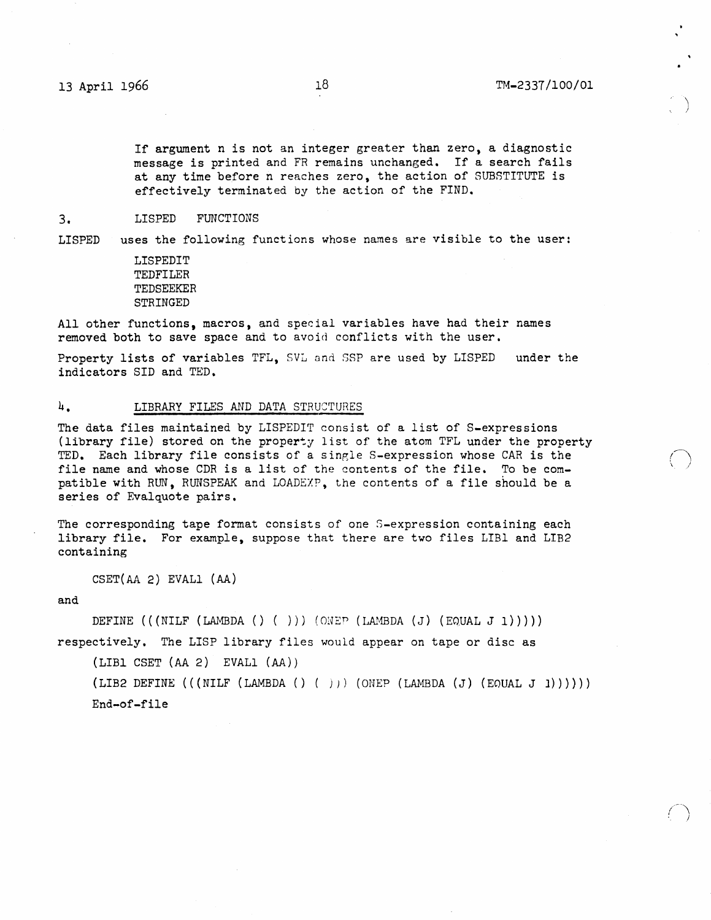If argument n is not an integer greater than zero, a diagnostic message is printed and FR remains unchanged. If a search fails at any time before n reaches zero, the action of SUBSTITUTE is effectively terminated by the action of the FIND.

## 3. LISPED FUNCTIONS

LISPED uses the following functions whose names are visible to the user:

LISPEDIT
TEDFILER
TEDSEEKER
STRINGED

All other functions, macros, and special variables have had their names removed both to save space and to avoid conflicts with the user.

Property lists of variables TFL, SVL and SSP are used by LISPED under the indicators SID and TED.

## 4. LIBRARY FILES AND DATA STRUCTURES

The data files maintained by LISPEDIT consist of a list of S-expressions (library file) stored on the property list of the atom TFL under the property TED. Each library file consists of a single S-expression whose CAR is the file name and whose CDR is a list of the contents of the file. To be compatible with RUN, RUNSPEAK and LOADEXP, the contents of a file should be a series of Evalquote pairs.

The corresponding tape format consists of one S-expression containing each library file. For example, suppose that there are two files LIB1 and LIB2 containing

```
CSET(AA 2) EVAL1 (AA)
```

and

```
DEFINE (((NILF (LAMBDA () ( ))) (ONEP (LAMBDA (J) (EQUAL J 1)))))
```

respectively. The LISP library files would appear on tape or disc as

```
(LIB1 CSET (AA 2) EVAL1 (AA))
(LIB2 DEFINE (((NILF (LAMBDA () ( ))) (ONEP (LAMBDA (J) (EQUAL J 1))))))
End-of-file
```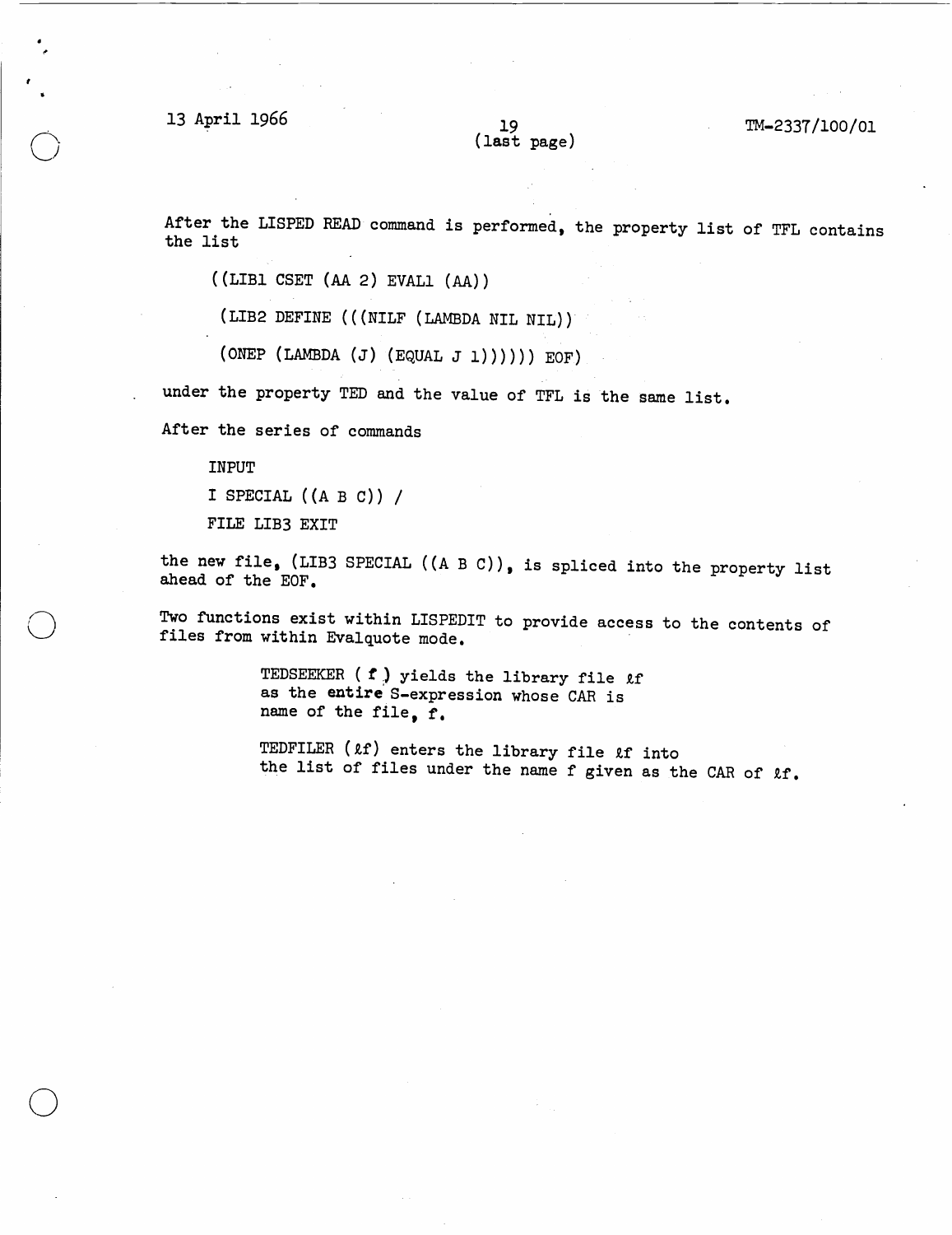After the LISPED READ command is performed, the property list of TFL contains the list

```
((LIB1 CSET (AA 2) EVAL1 (AA))
 (LIB2 DEFINE (((NILF (LAMBDA NIL NIL))
 (ONEP (LAMBDA (J) (EQUAL J 1)))))) EOF)
```

under the property TED and the value of TFL is the same list.

After the series of commands

```
INPUT
I SPECIAL ((A B C)) /
FILE LIB3 EXIT
```

the new file, (LIB3 SPECIAL ((A B C)), is spliced into the property list ahead of the EOF.

Two functions exist within LISPEDIT to provide access to the contents of files from within Evalquote mode.

> TEDSEEKER ( **f** ) yields the library file $\ell f$ as the **entire** S-expression whose CAR is name of the file, **f**.
>
> TEDFILER ($\ell f$) enters the library file $\ell f$ into the list of files under the name f given as the CAR of $\ell f$.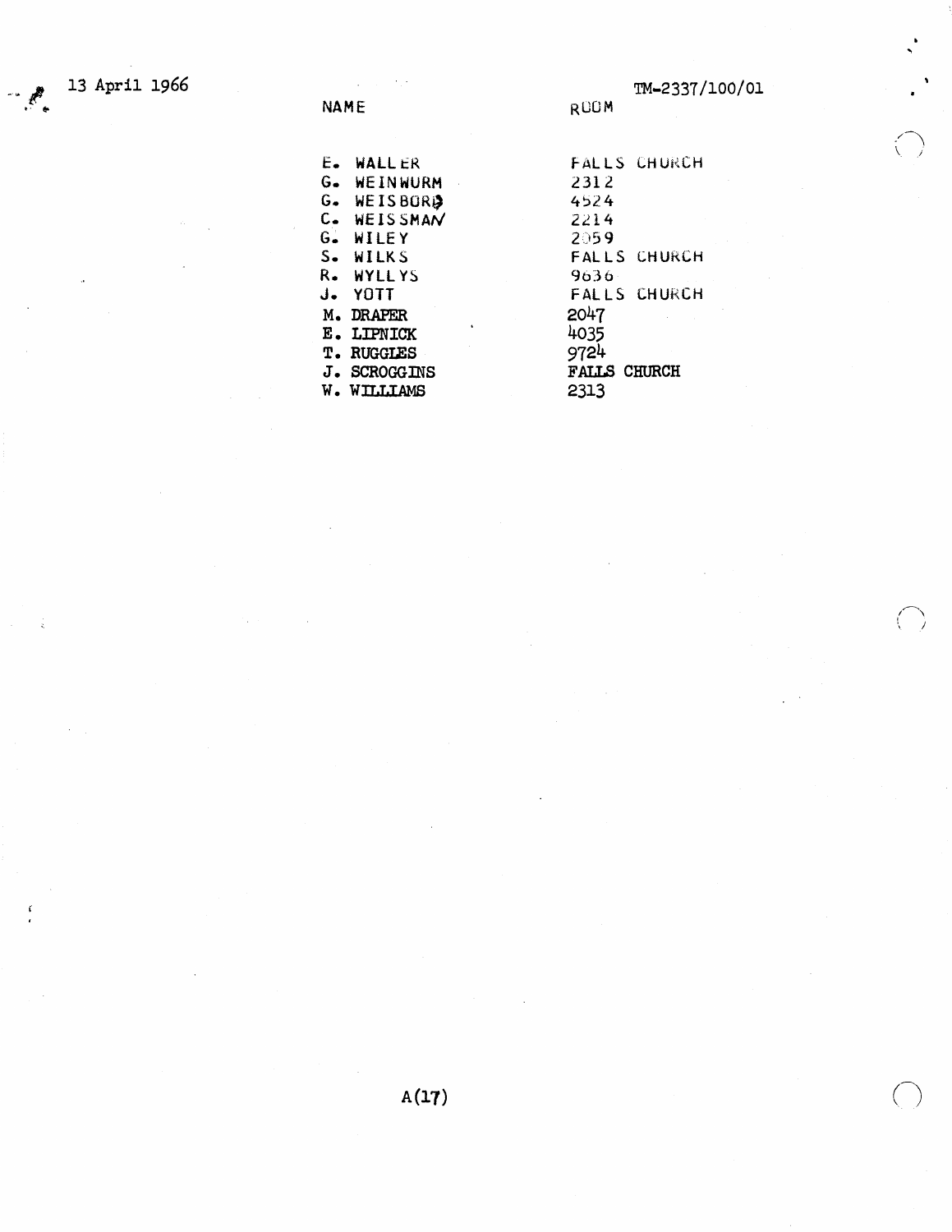| NAME | ROOM |
|---|---|
| E. WALLER | FALLS CHURCH |
| G. WEINWURM | 2312 |
| G. WEISBORD | 4524 |
| C. WEISSMAN | 2214 |
| G. WILEY | 2059 |
| S. WILKS | FALLS CHURCH |
| R. WYLLYS | 9636 |
| J. YOTT | FALLS CHURCH |
| M. DRAPER | 2047 |
| E. LIPNICK | 4035 |
| T. RUGGLES | 9724 |
| J. SCROGGINS | FALLS CHURCH |
| W. WILLIAMS | 2313 |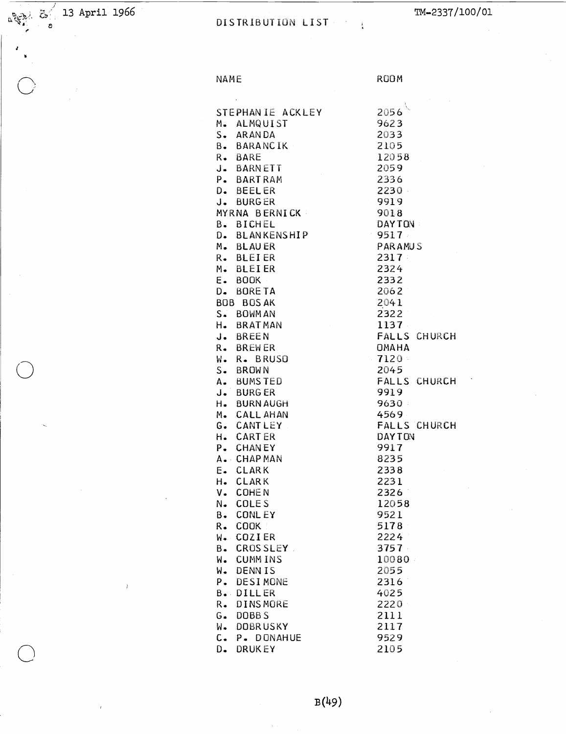13 April 1966

TM-2337/100/01

# DISTRIBUTION LIST

| NAME | ROOM |
|---|---|
| STEPHANIE ACKLEY | 2056 |
| M. ALMQUIST | 9623 |
| S. ARANDA | 2033 |
| B. BARANCIK | 2105 |
| R. BARE | 12058 |
| J. BARNETT | 2059 |
| P. BARTRAM | 2336 |
| D. BEELER | 2230 |
| J. BURGER | 9919 |
| MYRNA BERNICK | 9018 |
| B. BICHEL | DAYTON |
| D. BLANKENSHIP | 9517 |
| M. BLAUER | PARAMUS |
| R. BLEIER | 2317 |
| M. BLEIER | 2324 |
| E. BOOK | 2332 |
| D. BORETA | 2062 |
| BOB BOSAK | 2041 |
| S. BOWMAN | 2322 |
| H. BRATMAN | 1137 |
| J. BREEN | FALLS CHURCH |
| R. BREWER | OMAHA |
| W. R. BRUSO | 7120 |
| S. BROWN | 2045 |
| A. BUMSTED | FALLS CHURCH |
| J. BURGER | 9919 |
| H. BURNAUGH | 9630 |
| M. CALLAHAN | 4569 |
| G. CANTLEY | FALLS CHURCH |
| H. CARTER | DAYTON |
| P. CHANEY | 9917 |
| A. CHAPMAN | 8235 |
| E. CLARK | 2338 |
| H. CLARK | 2231 |
| V. COHEN | 2326 |
| N. COLES | 12058 |
| B. CONLEY | 9521 |
| R. COOK | 5178 |
| W. COZIER | 2224 |
| B. CROSSLEY | 3757 |
| W. CUMMINS | 10080 |
| W. DENNIS | 2055 |
| P. DESIMONE | 2316 |
| B. DILLER | 4025 |
| R. DINSMORE | 2220 |
| G. DOBBS | 2111 |
| W. DOBRUSKY | 2117 |
| C. P. DONAHUE | 9529 |
| D. DRUKEY | 2105 |

B(49)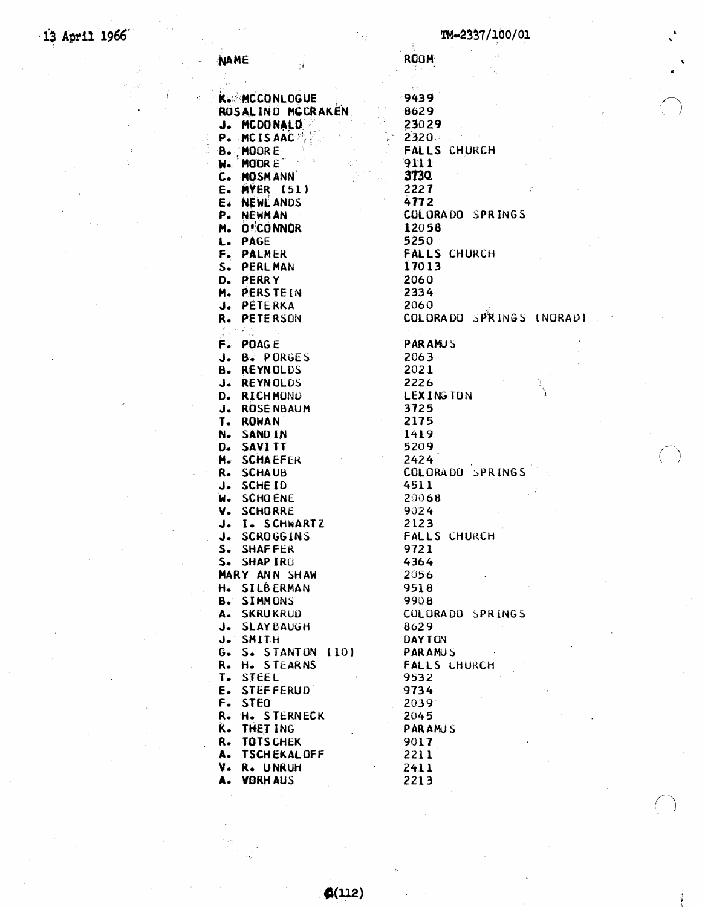| NAME | ROOM |
|---|---|
| K. MCCONLOGUE | 9439 |
| ROSALIND MCCRAKEN | 8629 |
| J. MCDONALD | 23029 |
| P. MCISAAC | 2320 |
| B. MOORE | FALLS CHURCH |
| W. MOORE | 9111 |
| C. MOSMANN | 3730 |
| E. MYER (51) | 2227 |
| E. NEWLANDS | 4772 |
| P. NEWMAN | COLORADO SPRINGS |
| M. O'CONNOR | 12058 |
| L. PAGE | 5250 |
| F. PALMER | FALLS CHURCH |
| S. PERLMAN | 17013 |
| D. PERRY | 2060 |
| M. PERSTEIN | 2334 |
| J. PETERKA | 2060 |
| R. PETERSON | COLORADO SPRINGS (NORAD) |
| F. POAGE | PARAMUS |
| J. B. PORGES | 2063 |
| B. REYNOLDS | 2021 |
| J. REYNOLDS | 2226 |
| D. RICHMOND | LEXINGTON |
| J. ROSENBAUM | 3725 |
| T. ROWAN | 2175 |
| N. SANDIN | 1419 |
| D. SAVITT | 5209 |
| M. SCHAEFER | 2424 |
| R. SCHAUB | COLORADO SPRINGS |
| J. SCHEID | 4511 |
| W. SCHOENE | 20068 |
| V. SCHORRE | 9024 |
| J. I. SCHWARTZ | 2123 |
| J. SCROGGINS | FALLS CHURCH |
| S. SHAFFER | 9721 |
| S. SHAPIRO | 4364 |
| MARY ANN SHAW | 2056 |
| H. SILBERMAN | 9518 |
| B. SIMMONS | 9908 |
| A. SKRUKRUD | COLORADO SPRINGS |
| J. SLAYBAUGH | 8629 |
| J. SMITH | DAYTON |
| G. S. STANTON (10) | PARAMUS |
| R. H. STEARNS | FALLS CHURCH |
| T. STEEL | 9532 |
| E. STEFFERUD | 9734 |
| F. STEO | 2039 |
| R. H. STERNECK | 2045 |
| K. THETING | PARAMUS |
| R. TOTSCHEK | 9017 |
| A. TSCHEKALOFF | 2211 |
| V. R. UNRUH | 2411 |
| A. VORHAUS | 2213 |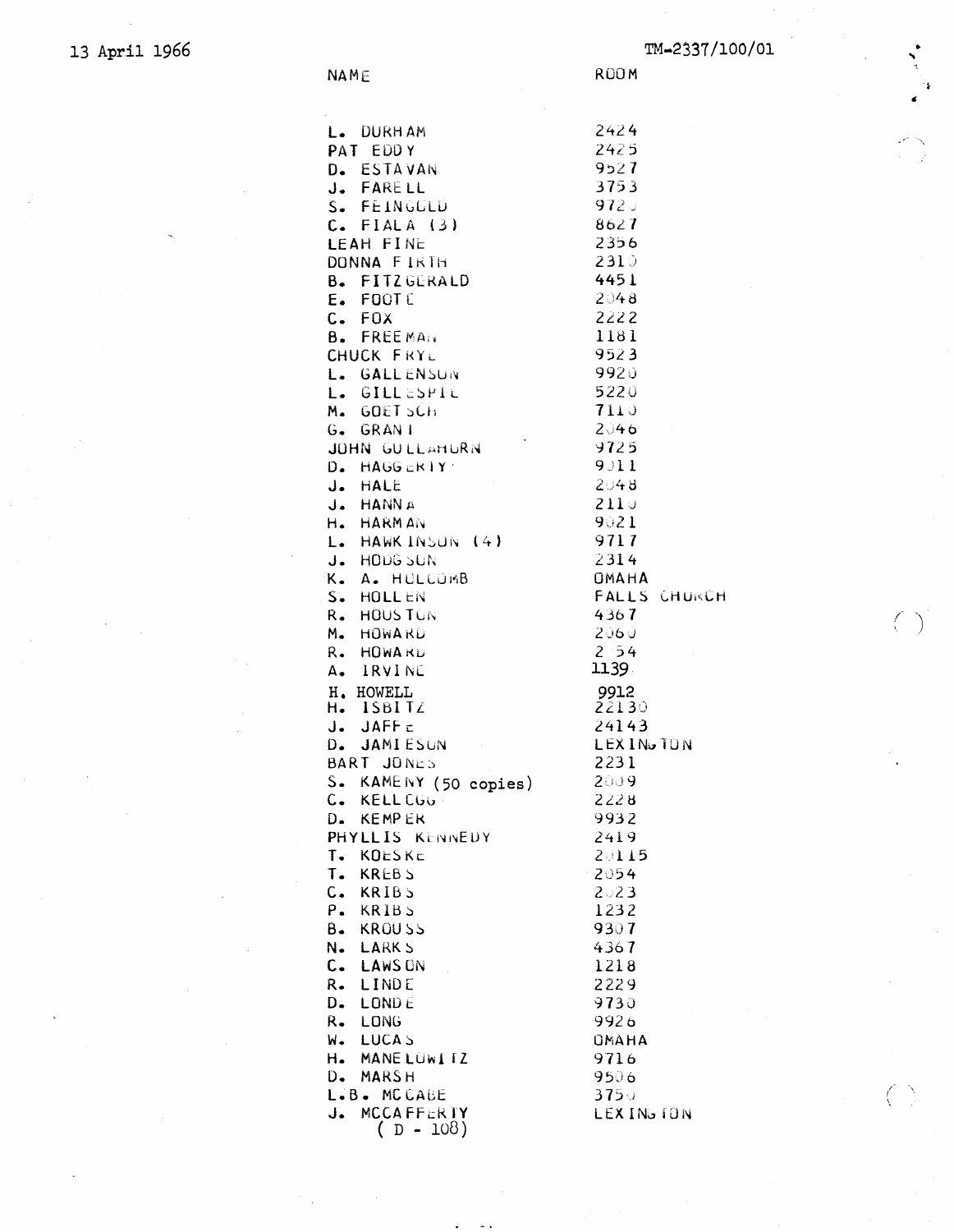13 April 1966 TM-2337/100/01

| NAME | ROOM |
|---|---|
| L. DURHAM | 2424 |
| PAT EDDY | 2425 |
| D. ESTAVAN | 9527 |
| J. FARELL | 3753 |
| S. FEINGOLD | 9720 |
| C. FIALA (3) | 8627 |
| LEAH FINE | 2356 |
| DONNA FIRTH | 2310 |
| B. FITZGERALD | 4451 |
| E. FOOTE | 2048 |
| C. FOX | 2222 |
| B. FREEMAN | 1181 |
| CHUCK FRYE | 9523 |
| L. GALLENSON | 9920 |
| L. GILLESPIE | 5220 |
| M. GOETSCH | 7110 |
| G. GRANT | 2046 |
| JOHN GULLAHORN | 9725 |
| D. HAGGERTY | 9011 |
| J. HALE | 2048 |
| J. HANNA | 2110 |
| H. HARMAN | 9021 |
| L. HAWKINSON (4) | 9717 |
| J. HODGSON | 2314 |
| K. A. HOLCOMB | OMAHA |
| S. HOLLEN | FALLS CHURCH |
| R. HOUSTON | 4367 |
| M. HOWARD | 2060 |
| R. HOWARD | 2 54 |
| A. IRVINE | 1139 |
| H. HOWELL | 9912 |
| H. ISBITZ | 22130 |
| J. JAFFE | 24143 |
| D. JAMIESON | LEXINGTON |
| BART JONES | 2231 |
| S. KAMENY (50 copies) | 2009 |
| C. KELLOGG | 2228 |
| D. KEMPER | 9932 |
| PHYLLIS KENNEDY | 2419 |
| T. KOESKE | 20115 |
| T. KREBS | 2054 |
| C. KRIBS | 2023 |
| P. KRIBS | 1232 |
| B. KROUSS | 9307 |
| N. LARKS | 4367 |
| C. LAWSON | 1218 |
| R. LINDE | 2229 |
| D. LONDE | 9730 |
| R. LONG | 9926 |
| W. LUCAS | OMAHA |
| H. MANELOWITZ | 9716 |
| D. MARSH | 9506 |
| L.B. MCCABE | 3750 |
| J. MCCAFFERTY | LEXINGTON |

( D - 108)